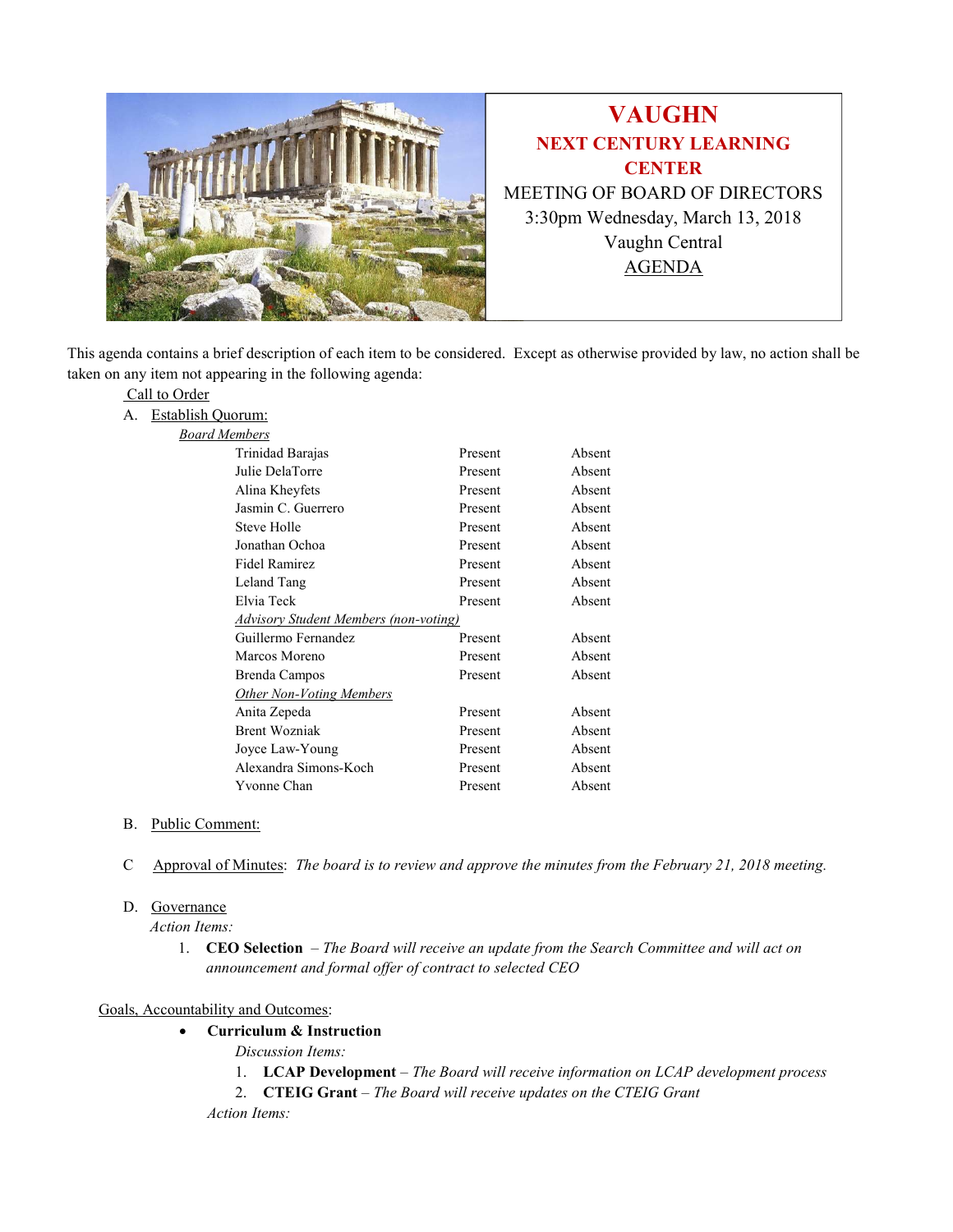# VAUGHN

## NEXT CENTURY LEARNING CENTER

MEETING OF BOARD OF DIRECTORS
3:30pm Wednesday, March 13, 2018
Vaughn Central
AGENDA

This agenda contains a brief description of each item to be considered. Except as otherwise provided by law, no action shall be taken on any item not appearing in the following agenda:

Call to Order

A. Establish Quorum:

*Board Members*

| | | |
|---|---|---|
| Trinidad Barajas | Present | Absent |
| Julie DelaTorre | Present | Absent |
| Alina Kheyfets | Present | Absent |
| Jasmin C. Guerrero | Present | Absent |
| Steve Holle | Present | Absent |
| Jonathan Ochoa | Present | Absent |
| Fidel Ramirez | Present | Absent |
| Leland Tang | Present | Absent |
| Elvia Teck | Present | Absent |
| *Advisory Student Members (non-voting)* | | |
| Guillermo Fernandez | Present | Absent |
| Marcos Moreno | Present | Absent |
| Brenda Campos | Present | Absent |
| *Other Non-Voting Members* | | |
| Anita Zepeda | Present | Absent |
| Brent Wozniak | Present | Absent |
| Joyce Law-Young | Present | Absent |
| Alexandra Simons-Koch | Present | Absent |
| Yvonne Chan | Present | Absent |

B. Public Comment:

C Approval of Minutes: *The board is to review and approve the minutes from the February 21, 2018 meeting.*

D. Governance

*Action Items:*

1. **CEO Selection** – *The Board will receive an update from the Search Committee and will act on announcement and formal offer of contract to selected CEO*

Goals, Accountability and Outcomes:

- **Curriculum & Instruction**

  *Discussion Items:*

  1. **LCAP Development** – *The Board will receive information on LCAP development process*
  2. **CTEIG Grant** – *The Board will receive updates on the CTEIG Grant*

  *Action Items:*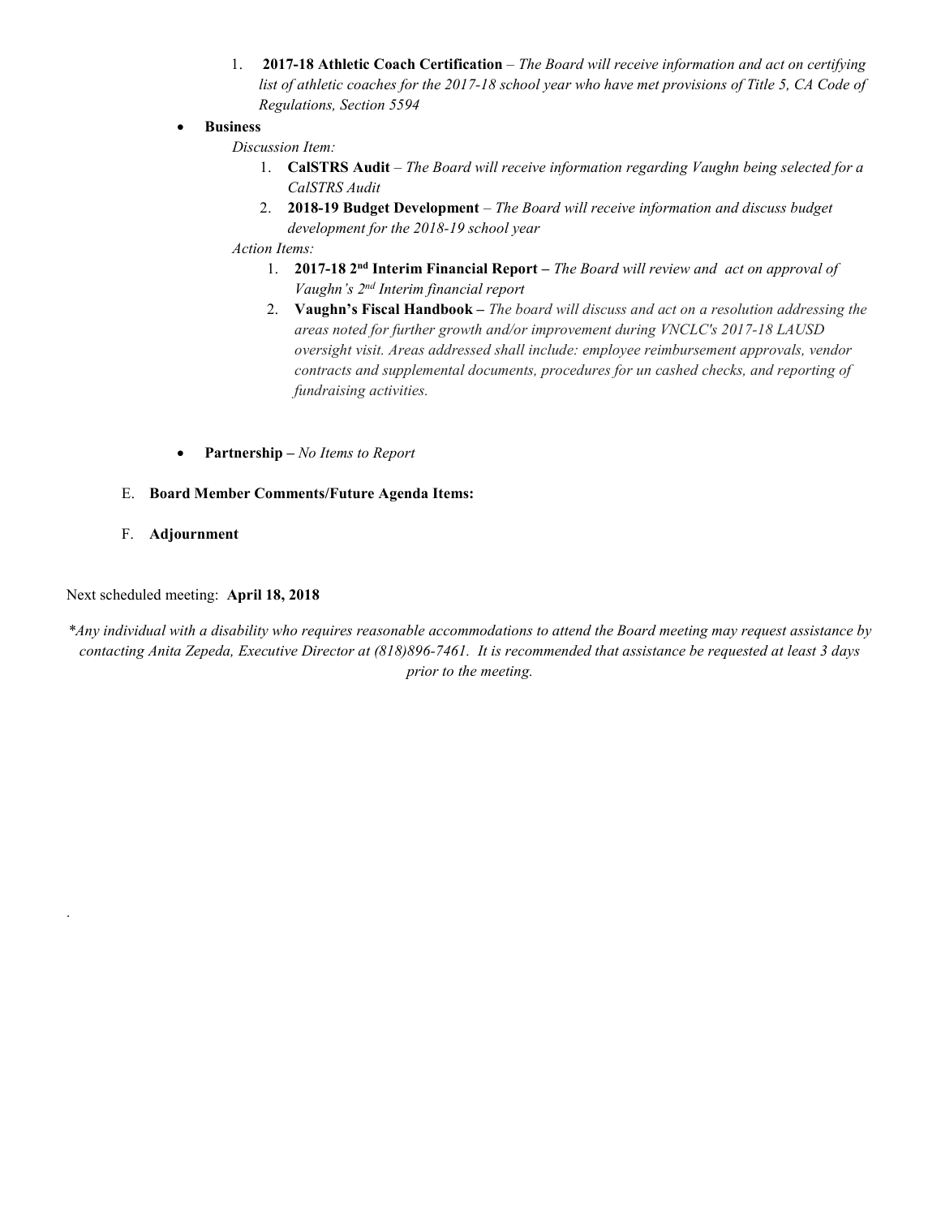1. **2017-18 Athletic Coach Certification** – *The Board will receive information and act on certifying list of athletic coaches for the 2017-18 school year who have met provisions of Title 5, CA Code of Regulations, Section 5594*

- **Business**

  *Discussion Item:*

  1. **CalSTRS Audit** – *The Board will receive information regarding Vaughn being selected for a CalSTRS Audit*
  2. **2018-19 Budget Development** – *The Board will receive information and discuss budget development for the 2018-19 school year*

  *Action Items:*

  1. **2017-18 2nd Interim Financial Report –** *The Board will review and act on approval of Vaughn's 2nd Interim financial report*
  2. **Vaughn's Fiscal Handbook –** *The board will discuss and act on a resolution addressing the areas noted for further growth and/or improvement during VNCLC's 2017-18 LAUSD oversight visit. Areas addressed shall include: employee reimbursement approvals, vendor contracts and supplemental documents, procedures for un cashed checks, and reporting of fundraising activities.*

- **Partnership –** *No Items to Report*

E. **Board Member Comments/Future Agenda Items:**

F. **Adjournment**

Next scheduled meeting: **April 18, 2018**

*\*Any individual with a disability who requires reasonable accommodations to attend the Board meeting may request assistance by contacting Anita Zepeda, Executive Director at (818)896-7461. It is recommended that assistance be requested at least 3 days prior to the meeting.*